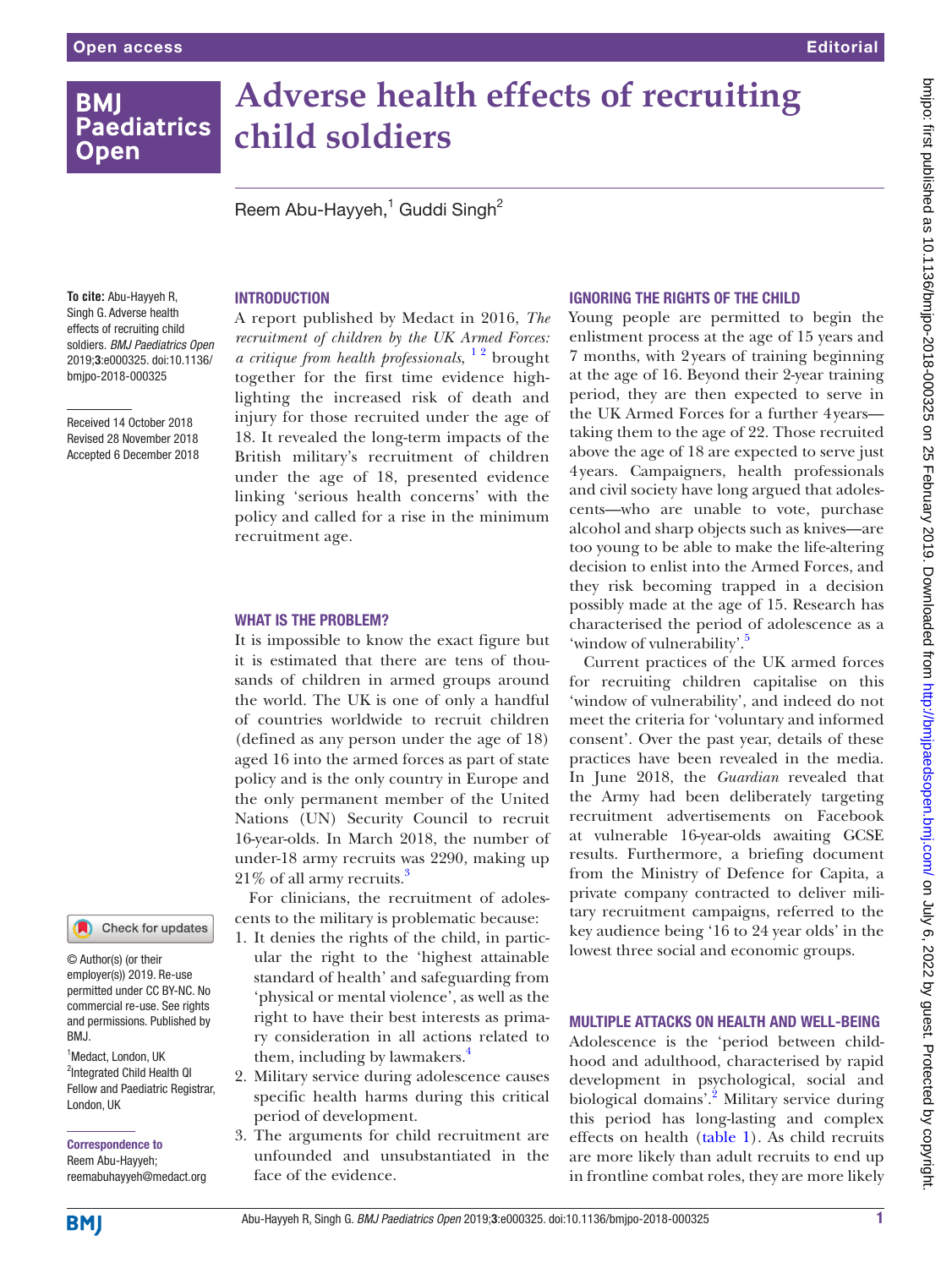# Adverse health effects of recruiting child soldiers

Reem Abu-Hayyeh,[1] Guddi Singh[2]

**To cite:** Abu-Hayyeh R, Singh G. Adverse health effects of recruiting child soldiers. *BMJ Paediatrics Open* 2019;**3**:e000325. doi:10.1136/bmjpo-2018-000325

Received 14 October 2018
Revised 28 November 2018
Accepted 6 December 2018

© Author(s) (or their employer(s)) 2019. Re-use permitted under CC BY-NC. No commercial re-use. See rights and permissions. Published by BMJ.

[1]Medact, London, UK
[2]Integrated Child Health QI Fellow and Paediatric Registrar, London, UK

**Correspondence to**
Reem Abu-Hayyeh; reemabuhayyeh@medact.org

## Introduction

A report published by Medact in 2016, *The recruitment of children by the UK Armed Forces: a critique from health professionals*,[1 2] brought together for the first time evidence highlighting the increased risk of death and injury for those recruited under the age of 18. It revealed the long-term impacts of the British military's recruitment of children under the age of 18, presented evidence linking 'serious health concerns' with the policy and called for a rise in the minimum recruitment age.

## What is the problem?

It is impossible to know the exact figure but it is estimated that there are tens of thousands of children in armed groups around the world. The UK is one of only a handful of countries worldwide to recruit children (defined as any person under the age of 18) aged 16 into the armed forces as part of state policy and is the only country in Europe and the only permanent member of the United Nations (UN) Security Council to recruit 16-year-olds. In March 2018, the number of under-18 army recruits was 2290, making up 21% of all army recruits.[3]

For clinicians, the recruitment of adolescents to the military is problematic because:

1. It denies the rights of the child, in particular the right to the 'highest attainable standard of health' and safeguarding from 'physical or mental violence', as well as the right to have their best interests as primary consideration in all actions related to them, including by lawmakers.[4]
2. Military service during adolescence causes specific health harms during this critical period of development.
3. The arguments for child recruitment are unfounded and unsubstantiated in the face of the evidence.

## Ignoring the rights of the child

Young people are permitted to begin the enlistment process at the age of 15 years and 7 months, with 2 years of training beginning at the age of 16. Beyond their 2-year training period, they are then expected to serve in the UK Armed Forces for a further 4 years—taking them to the age of 22. Those recruited above the age of 18 are expected to serve just 4 years. Campaigners, health professionals and civil society have long argued that adolescents—who are unable to vote, purchase alcohol and sharp objects such as knives—are too young to be able to make the life-altering decision to enlist into the Armed Forces, and they risk becoming trapped in a decision possibly made at the age of 15. Research has characterised the period of adolescence as a 'window of vulnerability'.[5]

Current practices of the UK armed forces for recruiting children capitalise on this 'window of vulnerability', and indeed do not meet the criteria for 'voluntary and informed consent'. Over the past year, details of these practices have been revealed in the media. In June 2018, the *Guardian* revealed that the Army had been deliberately targeting recruitment advertisements on Facebook at vulnerable 16-year-olds awaiting GCSE results. Furthermore, a briefing document from the Ministry of Defence for Capita, a private company contracted to deliver military recruitment campaigns, referred to the key audience being '16 to 24 year olds' in the lowest three social and economic groups.

## Multiple attacks on health and well-being

Adolescence is the 'period between childhood and adulthood, characterised by rapid development in psychological, social and biological domains'.[2] Military service during this period has long-lasting and complex effects on health (table 1). As child recruits are more likely than adult recruits to end up in frontline combat roles, they are more likely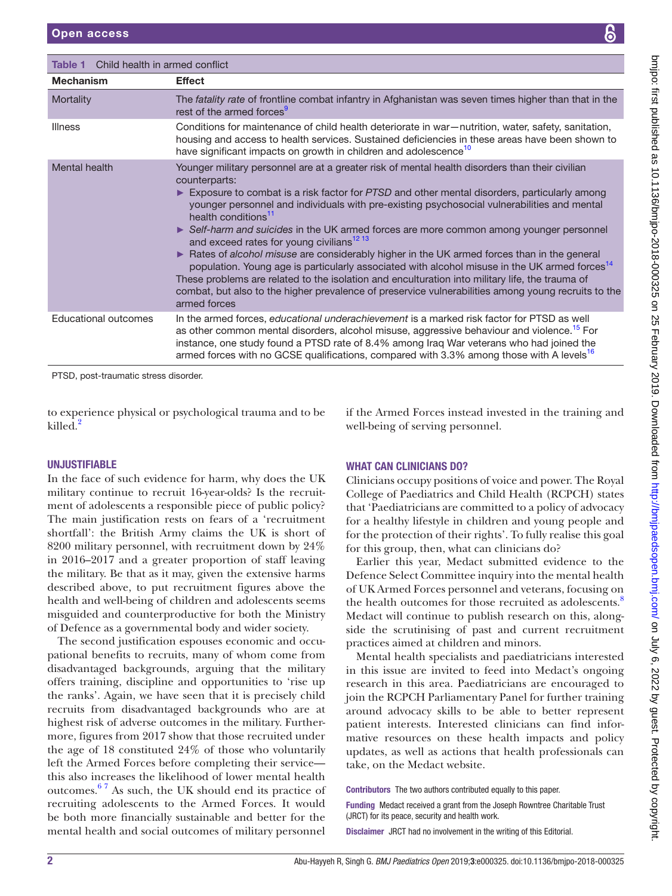Table 1 Child health in armed conflict

| Mechanism | Effect |
|---|---|
| Mortality | The *fatality rate* of frontline combat infantry in Afghanistan was seven times higher than that in the rest of the armed forces[9] |
| Illness | Conditions for maintenance of child health deteriorate in war—nutrition, water, safety, sanitation, housing and access to health services. Sustained deficiencies in these areas have been shown to have significant impacts on growth in children and adolescence[10] |
| Mental health | Younger military personnel are at a greater risk of mental health disorders than their civilian counterparts: ► Exposure to combat is a risk factor for *PTSD* and other mental disorders, particularly among younger personnel and individuals with pre-existing psychosocial vulnerabilities and mental health conditions[11] ► *Self-harm and suicides* in the UK armed forces are more common among younger personnel and exceed rates for young civilians[12,13] ► Rates of *alcohol misuse* are considerably higher in the UK armed forces than in the general population. Young age is particularly associated with alcohol misuse in the UK armed forces[14] These problems are related to the isolation and enculturation into military life, the trauma of combat, but also to the higher prevalence of preservice vulnerabilities among young recruits to the armed forces |
| Educational outcomes | In the armed forces, *educational underachievement* is a marked risk factor for PTSD as well as other common mental disorders, alcohol misuse, aggressive behaviour and violence.[15] For instance, one study found a PTSD rate of 8.4% among Iraq War veterans who had joined the armed forces with no GCSE qualifications, compared with 3.3% among those with A levels[16] |

PTSD, post-traumatic stress disorder.

to experience physical or psychological trauma and to be killed.[2]

## UNJUSTIFIABLE

In the face of such evidence for harm, why does the UK military continue to recruit 16-year-olds? Is the recruitment of adolescents a responsible piece of public policy? The main justification rests on fears of a 'recruitment shortfall': the British Army claims the UK is short of 8200 military personnel, with recruitment down by 24% in 2016–2017 and a greater proportion of staff leaving the military. Be that as it may, given the extensive harms described above, to put recruitment figures above the health and well-being of children and adolescents seems misguided and counterproductive for both the Ministry of Defence as a governmental body and wider society.

The second justification espouses economic and occupational benefits to recruits, many of whom come from disadvantaged backgrounds, arguing that the military offers training, discipline and opportunities to 'rise up the ranks'. Again, we have seen that it is precisely child recruits from disadvantaged backgrounds who are at highest risk of adverse outcomes in the military. Furthermore, figures from 2017 show that those recruited under the age of 18 constituted 24% of those who voluntarily left the Armed Forces before completing their service—this also increases the likelihood of lower mental health outcomes.[6,7] As such, the UK should end its practice of recruiting adolescents to the Armed Forces. It would be both more financially sustainable and better for the mental health and social outcomes of military personnel if the Armed Forces instead invested in the training and well-being of serving personnel.

## WHAT CAN CLINICIANS DO?

Clinicians occupy positions of voice and power. The Royal College of Paediatrics and Child Health (RCPCH) states that 'Paediatricians are committed to a policy of advocacy for a healthy lifestyle in children and young people and for the protection of their rights'. To fully realise this goal for this group, then, what can clinicians do?

Earlier this year, Medact submitted evidence to the Defence Select Committee inquiry into the mental health of UK Armed Forces personnel and veterans, focusing on the health outcomes for those recruited as adolescents.[8] Medact will continue to publish research on this, alongside the scrutinising of past and current recruitment practices aimed at children and minors.

Mental health specialists and paediatricians interested in this issue are invited to feed into Medact's ongoing research in this area. Paediatricians are encouraged to join the RCPCH Parliamentary Panel for further training around advocacy skills to be able to better represent patient interests. Interested clinicians can find informative resources on these health impacts and policy updates, as well as actions that health professionals can take, on the Medact website.

**Contributors** The two authors contributed equally to this paper.

**Funding** Medact received a grant from the Joseph Rowntree Charitable Trust (JRCT) for its peace, security and health work.

**Disclaimer** JRCT had no involvement in the writing of this Editorial.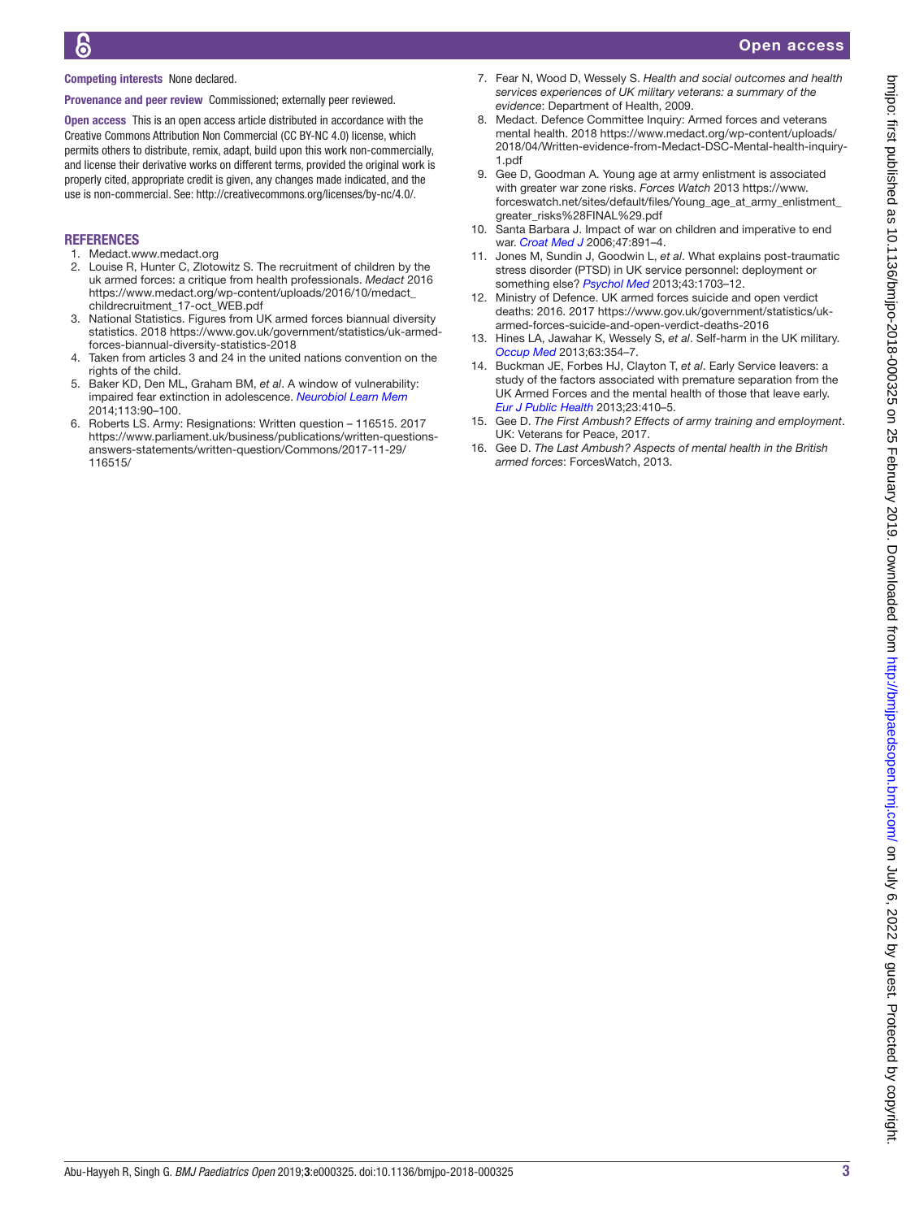**Competing interests** None declared.

**Provenance and peer review** Commissioned; externally peer reviewed.

**Open access** This is an open access article distributed in accordance with the Creative Commons Attribution Non Commercial (CC BY-NC 4.0) license, which permits others to distribute, remix, adapt, build upon this work non-commercially, and license their derivative works on different terms, provided the original work is properly cited, appropriate credit is given, any changes made indicated, and the use is non-commercial. See: http://creativecommons.org/licenses/by-nc/4.0/.

## REFERENCES

1. Medact.www.medact.org
2. Louise R, Hunter C, Zlotowitz S. The recruitment of children by the uk armed forces: a critique from health professionals. *Medact* 2016 https://www.medact.org/wp-content/uploads/2016/10/medact_childrecruitment_17-oct_WEB.pdf
3. National Statistics. Figures from UK armed forces biannual diversity statistics. 2018 https://www.gov.uk/government/statistics/uk-armed-forces-biannual-diversity-statistics-2018
4. Taken from articles 3 and 24 in the united nations convention on the rights of the child.
5. Baker KD, Den ML, Graham BM, *et al*. A window of vulnerability: impaired fear extinction in adolescence. *Neurobiol Learn Mem* 2014;113:90–100.
6. Roberts LS. Army: Resignations: Written question – 116515. 2017 https://www.parliament.uk/business/publications/written-questions-answers-statements/written-question/Commons/2017-11-29/116515/
7. Fear N, Wood D, Wessely S. *Health and social outcomes and health services experiences of UK military veterans: a summary of the evidence*: Department of Health, 2009.
8. Medact. Defence Committee Inquiry: Armed forces and veterans mental health. 2018 https://www.medact.org/wp-content/uploads/2018/04/Written-evidence-from-Medact-DSC-Mental-health-inquiry-1.pdf
9. Gee D, Goodman A. Young age at army enlistment is associated with greater war zone risks. *Forces Watch* 2013 https://www.forceswatch.net/sites/default/files/Young_age_at_army_enlistment_greater_risks%28FINAL%29.pdf
10. Santa Barbara J. Impact of war on children and imperative to end war. *Croat Med J* 2006;47:891–4.
11. Jones M, Sundin J, Goodwin L, *et al*. What explains post-traumatic stress disorder (PTSD) in UK service personnel: deployment or something else? *Psychol Med* 2013;43:1703–12.
12. Ministry of Defence. UK armed forces suicide and open verdict deaths: 2016. 2017 https://www.gov.uk/government/statistics/uk-armed-forces-suicide-and-open-verdict-deaths-2016
13. Hines LA, Jawahar K, Wessely S, *et al*. Self-harm in the UK military. *Occup Med* 2013;63:354–7.
14. Buckman JE, Forbes HJ, Clayton T, *et al*. Early Service leavers: a study of the factors associated with premature separation from the UK Armed Forces and the mental health of those that leave early. *Eur J Public Health* 2013;23:410–5.
15. Gee D. *The First Ambush? Effects of army training and employment*. UK: Veterans for Peace, 2017.
16. Gee D. *The Last Ambush? Aspects of mental health in the British armed forces*: ForcesWatch, 2013.